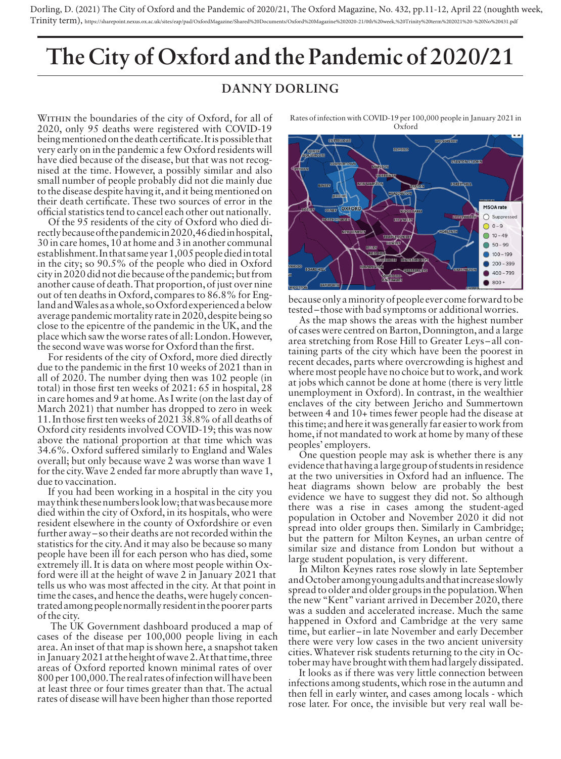Dorling, D. (2021) The City of Oxford and the Pandemic of 2020/21, The Oxford Magazine, No. 432, pp.11-12, April 22 (noughth week, Trinity term), https://sharepoint.nexus.ox.ac.uk/sites/eap/pad/OxfordMagazine/Shared%20Documents/Oxford%20Magazine%202020-21/0th%20week,%20Trinity%20term%202021%20-%20No%20431.pdf

# The City of Oxford and the Pandemic of 2020/21

## DANNY DORLING

Within the boundaries of the city of Oxford, for all of 2020, only 95 deaths were registered with COVID-19 being mentioned on the death certificate. It is possible that very early on in the pandemic a few Oxford residents will have died because of the disease, but that was not recognised at the time. However, a possibly similar and also small number of people probably did not die mainly due to the disease despite having it, and it being mentioned on their death certificate. These two sources of error in the official statistics tend to cancel each other out nationally.

Of the 95 residents of the city of Oxford who died directly because of the pandemic in 2020, 46 died in hospital, 30 in care homes, 10 at home and 3 in another communal establishment. In that same year 1,005 people died in total in the city; so 90.5% of the people who died in Oxford city in 2020 did not die because of the pandemic; but from another cause of death. That proportion, of just over nine out of ten deaths in Oxford, compares to 86.8% for England and Wales as a whole, so Oxford experienced a below average pandemic mortality rate in 2020, despite being so close to the epicentre of the pandemic in the UK, and the place which saw the worse rates of all: London. However, the second wave was worse for Oxford than the first.

For residents of the city of Oxford, more died directly due to the pandemic in the first 10 weeks of 2021 than in all of 2020. The number dying then was 102 people (in total) in those first ten weeks of 2021: 65 in hospital, 28 in care homes and 9 at home. As I write (on the last day of March 2021) that number has dropped to zero in week 11. In those first ten weeks of 2021 38.8% of all deaths of Oxford city residents involved COVID-19; this was now above the national proportion at that time which was 34.6%. Oxford suffered similarly to England and Wales overall; but only because wave 2 was worse than wave 1 for the city. Wave 2 ended far more abruptly than wave 1, due to vaccination.

If you had been working in a hospital in the city you may think these numbers look low; that was because more died within the city of Oxford, in its hospitals, who were resident elsewhere in the county of Oxfordshire or even further away – so their deaths are not recorded within the statistics for the city. And it may also be because so many people have been ill for each person who has died, some extremely ill. It is data on where most people within Oxford were ill at the height of wave 2 in January 2021 that tells us who was most affected in the city. At that point in time the cases, and hence the deaths, were hugely concentrated among people normally resident in the poorer parts of the city.

The UK Government dashboard produced a map of cases of the disease per 100,000 people living in each area. An inset of that map is shown here, a snapshot taken in January 2021 at the height of wave 2. At that time, three areas of Oxford reported known minimal rates of over 800 per 100,000. The real rates of infection will have been at least three or four times greater than that. The actual rates of disease will have been higher than those reported because only a minority of people ever come forward to be tested – those with bad symptoms or additional worries.

Rates of infection with COVID-19 per 100,000 people in January 2021 in Oxford

As the map shows the areas with the highest number of cases were centred on Barton, Donnington, and a large area stretching from Rose Hill to Greater Leys – all containing parts of the city which have been the poorest in recent decades, parts where overcrowding is highest and where most people have no choice but to work, and work at jobs which cannot be done at home (there is very little unemployment in Oxford). In contrast, in the wealthier enclaves of the city between Jericho and Summertown between 4 and 10+ times fewer people had the disease at this time; and here it was generally far easier to work from home, if not mandated to work at home by many of these peoples' employers.

One question people may ask is whether there is any evidence that having a large group of students in residence at the two universities in Oxford had an influence. The heat diagrams shown below are probably the best evidence we have to suggest they did not. So although there was a rise in cases among the student-aged population in October and November 2020 it did not spread into older groups then. Similarly in Cambridge; but the pattern for Milton Keynes, an urban centre of similar size and distance from London but without a large student population, is very different.

In Milton Keynes rates rose slowly in late September and October among young adults and that increase slowly spread to older and older groups in the population. When the new "Kent" variant arrived in December 2020, there was a sudden and accelerated increase. Much the same happened in Oxford and Cambridge at the very same time, but earlier – in late November and early December there were very low cases in the two ancient university cities. Whatever risk students returning to the city in October may have brought with them had largely dissipated.

It looks as if there was very little connection between infections among students, which rose in the autumn and then fell in early winter, and cases among locals - which rose later. For once, the invisible but very real wall be-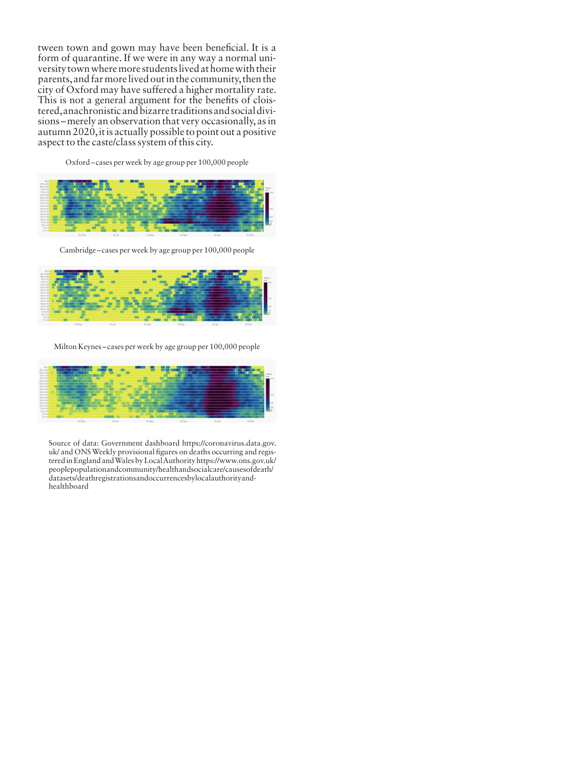tween town and gown may have been beneficial. It is a form of quarantine. If we were in any way a normal university town where more students lived at home with their parents, and far more lived out in the community, then the city of Oxford may have suffered a higher mortality rate. This is not a general argument for the benefits of cloistered, anachronistic and bizarre traditions and social divisions – merely an observation that very occasionally, as in autumn 2020, it is actually possible to point out a positive aspect to the caste/class system of this city.

Oxford – cases per week by age group per 100,000 people

Cambridge – cases per week by age group per 100,000 people

Milton Keynes – cases per week by age group per 100,000 people

Source of data: Government dashboard https://coronavirus.data.gov.uk/ and ONS Weekly provisional figures on deaths occurring and registered in England and Wales by Local Authority https://www.ons.gov.uk/peoplepopulationandcommunity/healthandsocialcare/causesofdeath/datasets/deathregistrationsandoccurrencesbylocalauthorityandhealthboard